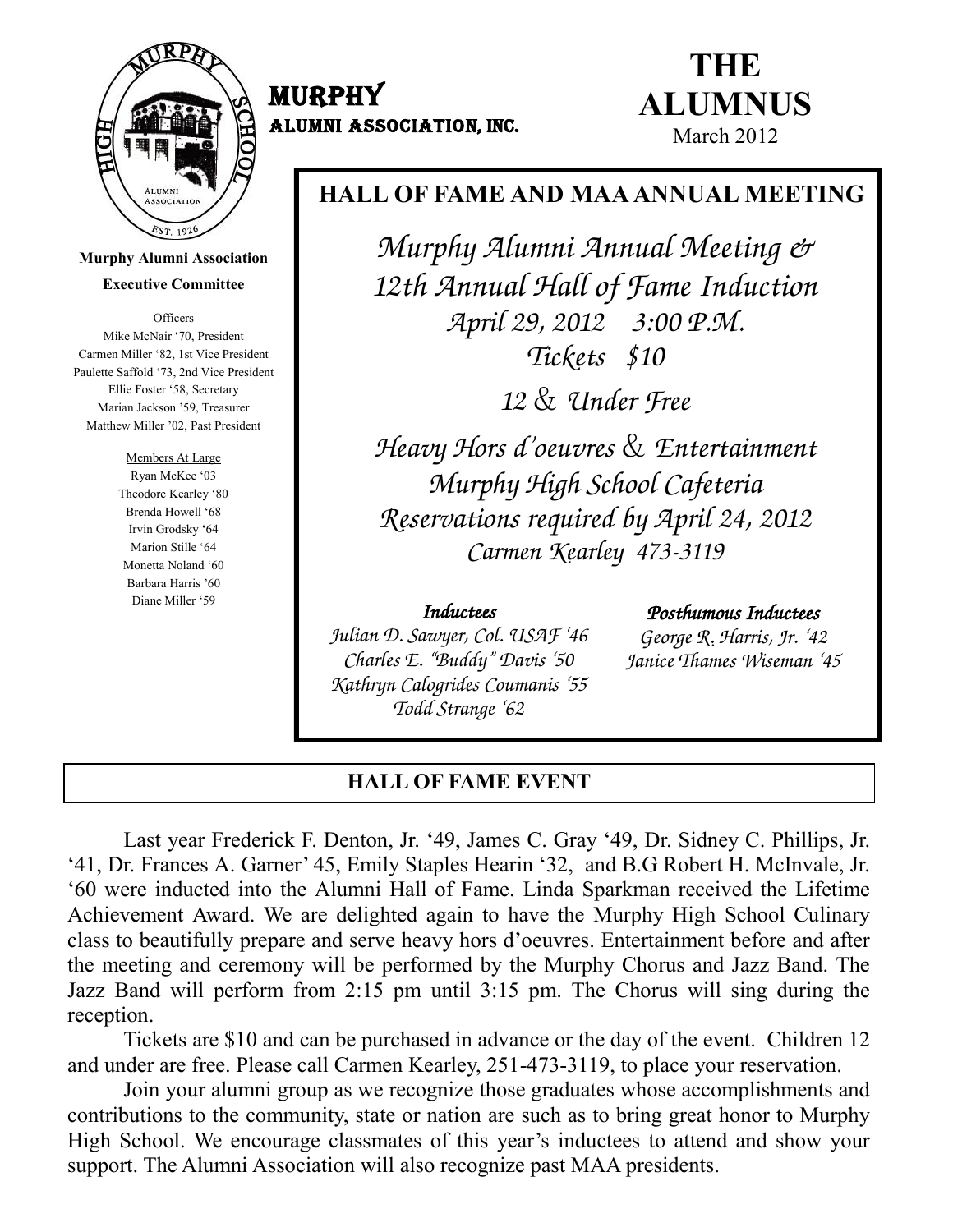# MURPHY ALUMNI ASSOCIATION, INC.

# THE ALUMNUS

March 2012

**Murphy Alumni Association**

**Executive Committee**

Officers

Mike McNair '70, President
Carmen Miller '82, 1st Vice President
Paulette Saffold '73, 2nd Vice President
Ellie Foster '58, Secretary
Marian Jackson '59, Treasurer
Matthew Miller '02, Past President

Members At Large

Ryan McKee '03
Theodore Kearley '80
Brenda Howell '68
Irvin Grodsky '64
Marion Stille '64
Monetta Noland '60
Barbara Harris '60
Diane Miller '59

## HALL OF FAME AND MAA ANNUAL MEETING

*Murphy Alumni Annual Meeting & 12th Annual Hall of Fame Induction*

*April 29, 2012 3:00 P.M.*

*Tickets $10*

*12 & Under Free*

*Heavy Hors d'oeuvres & Entertainment*

*Murphy High School Cafeteria*

*Reservations required by April 24, 2012*

*Carmen Kearley 473-3119*

***Inductees***

*Julian D. Sawyer, Col. USAF '46*
*Charles E. "Buddy" Davis '50*
*Kathryn Calogrides Coumanis '55*
*Todd Strange '62*

***Posthumous Inductees***

*George R. Harris, Jr. '42*
*Janice Thames Wiseman '45*

## HALL OF FAME EVENT

Last year Frederick F. Denton, Jr. '49, James C. Gray '49, Dr. Sidney C. Phillips, Jr. '41, Dr. Frances A. Garner' 45, Emily Staples Hearin '32, and B.G Robert H. McInvale, Jr. '60 were inducted into the Alumni Hall of Fame. Linda Sparkman received the Lifetime Achievement Award. We are delighted again to have the Murphy High School Culinary class to beautifully prepare and serve heavy hors d'oeuvres. Entertainment before and after the meeting and ceremony will be performed by the Murphy Chorus and Jazz Band. The Jazz Band will perform from 2:15 pm until 3:15 pm. The Chorus will sing during the reception.

Tickets are $10 and can be purchased in advance or the day of the event. Children 12 and under are free. Please call Carmen Kearley, 251-473-3119, to place your reservation.

Join your alumni group as we recognize those graduates whose accomplishments and contributions to the community, state or nation are such as to bring great honor to Murphy High School. We encourage classmates of this year's inductees to attend and show your support. The Alumni Association will also recognize past MAA presidents.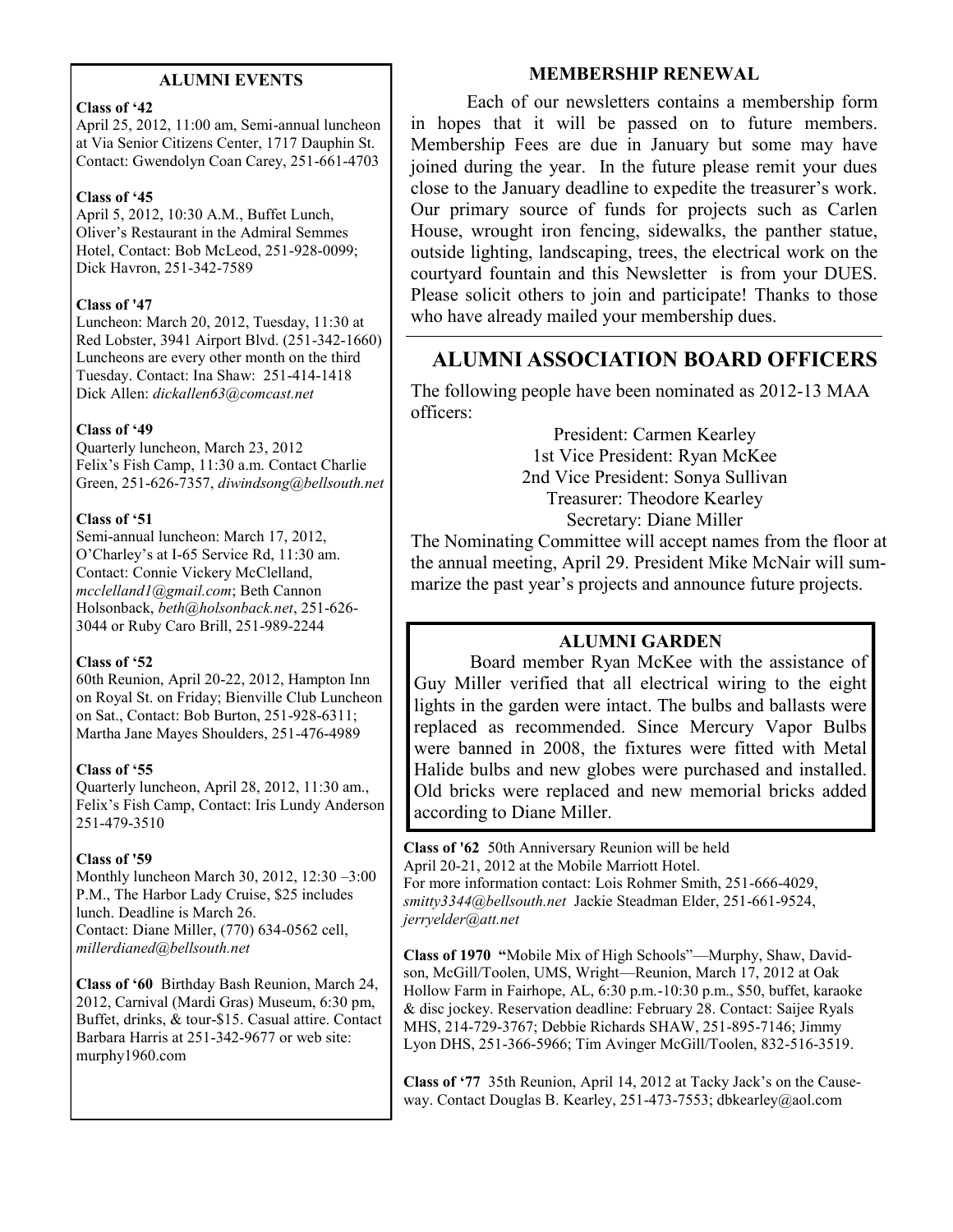### ALUMNI EVENTS

**Class of '42**
April 25, 2012, 11:00 am, Semi-annual luncheon at Via Senior Citizens Center, 1717 Dauphin St. Contact: Gwendolyn Coan Carey, 251-661-4703

**Class of '45**
April 5, 2012, 10:30 A.M., Buffet Lunch, Oliver's Restaurant in the Admiral Semmes Hotel, Contact: Bob McLeod, 251-928-0099; Dick Havron, 251-342-7589

**Class of '47**
Luncheon: March 20, 2012, Tuesday, 11:30 at Red Lobster, 3941 Airport Blvd. (251-342-1660) Luncheons are every other month on the third Tuesday. Contact: Ina Shaw: 251-414-1418 Dick Allen: *dickallen63@comcast.net*

**Class of '49**
Quarterly luncheon, March 23, 2012 Felix's Fish Camp, 11:30 a.m. Contact Charlie Green, 251-626-7357, *diwindsong@bellsouth.net*

**Class of '51**
Semi-annual luncheon: March 17, 2012, O'Charley's at I-65 Service Rd, 11:30 am. Contact: Connie Vickery McClelland, *mcclelland1@gmail.com*; Beth Cannon Holsonback, *beth@holsonback.net*, 251-626-3044 or Ruby Caro Brill, 251-989-2244

**Class of '52**
60th Reunion, April 20-22, 2012, Hampton Inn on Royal St. on Friday; Bienville Club Luncheon on Sat., Contact: Bob Burton, 251-928-6311; Martha Jane Mayes Shoulders, 251-476-4989

**Class of '55**
Quarterly luncheon, April 28, 2012, 11:30 am., Felix's Fish Camp, Contact: Iris Lundy Anderson 251-479-3510

**Class of '59**
Monthly luncheon March 30, 2012, 12:30 –3:00 P.M., The Harbor Lady Cruise, $25 includes lunch. Deadline is March 26. Contact: Diane Miller, (770) 634-0562 cell, *millerdianed@bellsouth.net*

**Class of '60** Birthday Bash Reunion, March 24, 2012, Carnival (Mardi Gras) Museum, 6:30 pm, Buffet, drinks, & tour-$15. Casual attire. Contact Barbara Harris at 251-342-9677 or web site: murphy1960.com

### MEMBERSHIP RENEWAL

Each of our newsletters contains a membership form in hopes that it will be passed on to future members. Membership Fees are due in January but some may have joined during the year. In the future please remit your dues close to the January deadline to expedite the treasurer's work. Our primary source of funds for projects such as Carlen House, wrought iron fencing, sidewalks, the panther statue, outside lighting, landscaping, trees, the electrical work on the courtyard fountain and this Newsletter is from your DUES. Please solicit others to join and participate! Thanks to those who have already mailed your membership dues.

## ALUMNI ASSOCIATION BOARD OFFICERS

The following people have been nominated as 2012-13 MAA officers:

President: Carmen Kearley
1st Vice President: Ryan McKee
2nd Vice President: Sonya Sullivan
Treasurer: Theodore Kearley
Secretary: Diane Miller

The Nominating Committee will accept names from the floor at the annual meeting, April 29. President Mike McNair will summarize the past year's projects and announce future projects.

### ALUMNI GARDEN

Board member Ryan McKee with the assistance of Guy Miller verified that all electrical wiring to the eight lights in the garden were intact. The bulbs and ballasts were replaced as recommended. Since Mercury Vapor Bulbs were banned in 2008, the fixtures were fitted with Metal Halide bulbs and new globes were purchased and installed. Old bricks were replaced and new memorial bricks added according to Diane Miller.

**Class of '62** 50th Anniversary Reunion will be held April 20-21, 2012 at the Mobile Marriott Hotel. For more information contact: Lois Rohmer Smith, 251-666-4029, *smitty3344@bellsouth.net* Jackie Steadman Elder, 251-661-9524, *jerryelder@att.net*

**Class of 1970** "Mobile Mix of High Schools"—Murphy, Shaw, Davidson, McGill/Toolen, UMS, Wright—Reunion, March 17, 2012 at Oak Hollow Farm in Fairhope, AL, 6:30 p.m.-10:30 p.m., $50, buffet, karaoke & disc jockey. Reservation deadline: February 28. Contact: Saijee Ryals MHS, 214-729-3767; Debbie Richards SHAW, 251-895-7146; Jimmy Lyon DHS, 251-366-5966; Tim Avinger McGill/Toolen, 832-516-3519.

**Class of '77** 35th Reunion, April 14, 2012 at Tacky Jack's on the Causeway. Contact Douglas B. Kearley, 251-473-7553; dbkearley@aol.com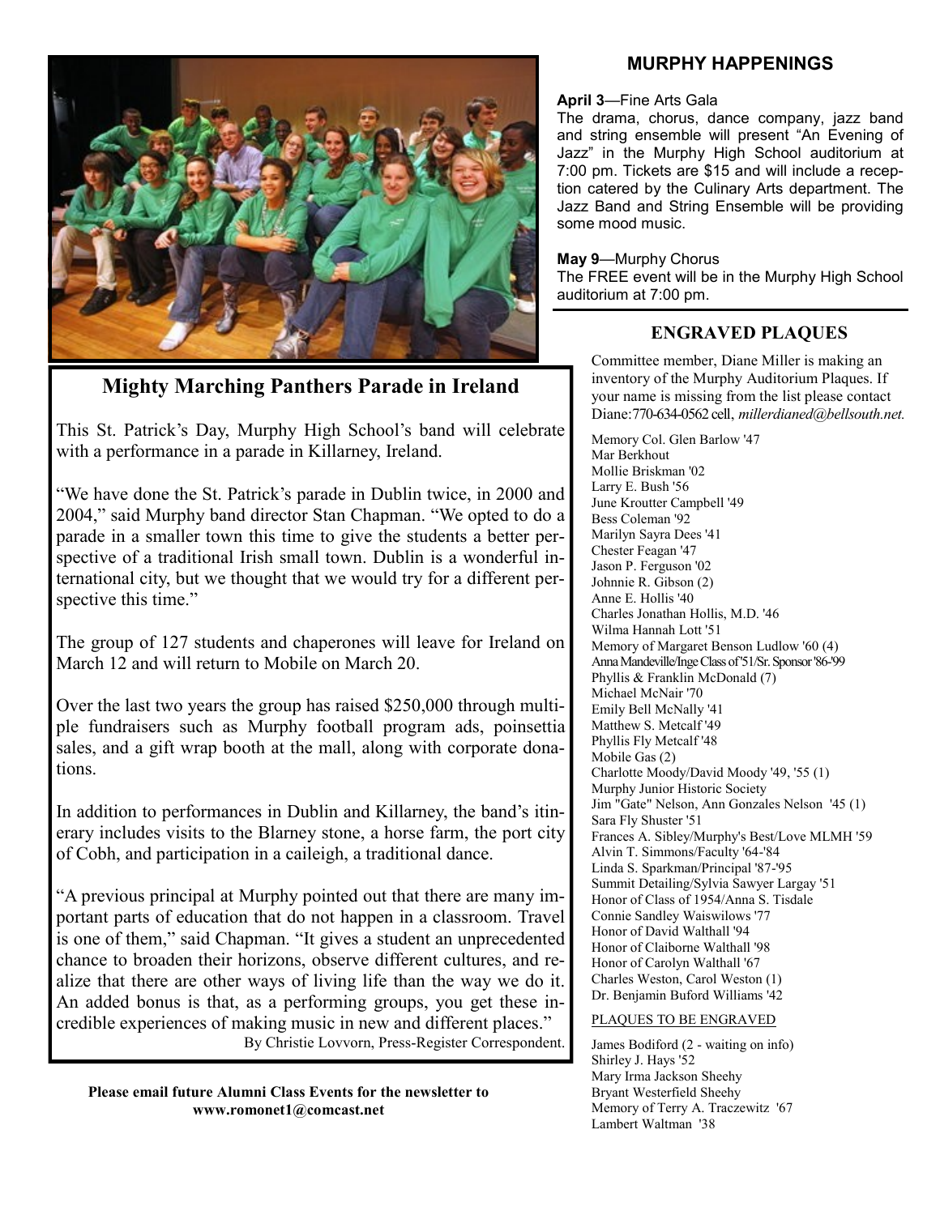## Mighty Marching Panthers Parade in Ireland

This St. Patrick's Day, Murphy High School's band will celebrate with a performance in a parade in Killarney, Ireland.

"We have done the St. Patrick's parade in Dublin twice, in 2000 and 2004," said Murphy band director Stan Chapman. "We opted to do a parade in a smaller town this time to give the students a better perspective of a traditional Irish small town. Dublin is a wonderful international city, but we thought that we would try for a different perspective this time."

The group of 127 students and chaperones will leave for Ireland on March 12 and will return to Mobile on March 20.

Over the last two years the group has raised $250,000 through multiple fundraisers such as Murphy football program ads, poinsettia sales, and a gift wrap booth at the mall, along with corporate donations.

In addition to performances in Dublin and Killarney, the band's itinerary includes visits to the Blarney stone, a horse farm, the port city of Cobh, and participation in a caileigh, a traditional dance.

"A previous principal at Murphy pointed out that there are many important parts of education that do not happen in a classroom. Travel is one of them," said Chapman. "It gives a student an unprecedented chance to broaden their horizons, observe different cultures, and realize that there are other ways of living life than the way we do it. An added bonus is that, as a performing groups, you get these incredible experiences of making music in new and different places."

By Christie Lovvorn, Press-Register Correspondent.

**Please email future Alumni Class Events for the newsletter to www.romonet1@comcast.net**

## MURPHY HAPPENINGS

**April 3**—Fine Arts Gala
The drama, chorus, dance company, jazz band and string ensemble will present "An Evening of Jazz" in the Murphy High School auditorium at 7:00 pm. Tickets are $15 and will include a reception catered by the Culinary Arts department. The Jazz Band and String Ensemble will be providing some mood music.

**May 9**—Murphy Chorus
The FREE event will be in the Murphy High School auditorium at 7:00 pm.

## ENGRAVED PLAQUES

Committee member, Diane Miller is making an inventory of the Murphy Auditorium Plaques. If your name is missing from the list please contact Diane: 770-634-0562 cell, *millerdianed@bellsouth.net.*

Memory Col. Glen Barlow '47
Mar Berkhout
Mollie Briskman '02
Larry E. Bush '56
June Kroutter Campbell '49
Bess Coleman '92
Marilyn Sayra Dees '41
Chester Feagan '47
Jason P. Ferguson '02
Johnnie R. Gibson (2)
Anne E. Hollis '40
Charles Jonathan Hollis, M.D. '46
Wilma Hannah Lott '51
Memory of Margaret Benson Ludlow '60 (4)
Anna Mandeville/Inge Class of '51/Sr. Sponsor '86-'99
Phyllis & Franklin McDonald (7)
Michael McNair '70
Emily Bell McNally '41
Matthew S. Metcalf '49
Phyllis Fly Metcalf '48
Mobile Gas (2)
Charlotte Moody/David Moody '49, '55 (1)
Murphy Junior Historic Society
Jim "Gate" Nelson, Ann Gonzales Nelson '45 (1)
Sara Fly Shuster '51
Frances A. Sibley/Murphy's Best/Love MLMH '59
Alvin T. Simmons/Faculty '64-'84
Linda S. Sparkman/Principal '87-'95
Summit Detailing/Sylvia Sawyer Largay '51
Honor of Class of 1954/Anna S. Tisdale
Connie Sandley Waiswilows '77
Honor of David Walthall '94
Honor of Claiborne Walthall '98
Honor of Carolyn Walthall '67
Charles Weston, Carol Weston (1)
Dr. Benjamin Buford Williams '42

PLAQUES TO BE ENGRAVED

James Bodiford (2 - waiting on info)
Shirley J. Hays '52
Mary Irma Jackson Sheehy
Bryant Westerfield Sheehy
Memory of Terry A. Traczewitz '67
Lambert Waltman '38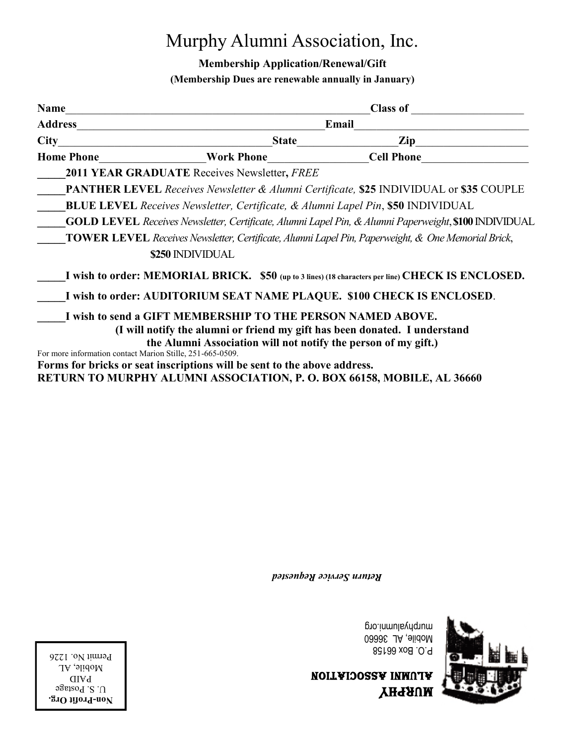# Murphy Alumni Association, Inc.

**Membership Application/Renewal/Gift**

**(Membership Dues are renewable annually in January)**

**Name**_______________________________________________________**Class of** ____________________

**Address**_____________________________________________**Email**________________________________

**City**____________________________________**State**________________**Zip**___________________

**Home Phone**__________________**Work Phone**_________________**Cell Phone**___________________

_____**2011 YEAR GRADUATE** Receives Newsletter**,** *FREE*

_____**PANTHER LEVEL** *Receives Newsletter & Alumni Certificate,* **$25** INDIVIDUAL or **$35** COUPLE

_____**BLUE LEVEL** *Receives Newsletter, Certificate, & Alumni Lapel Pin*, **$50** INDIVIDUAL

_____**GOLD LEVEL** *Receives Newsletter, Certificate, Alumni Lapel Pin, & Alumni Paperweight*, **$100** INDIVIDUAL

_____**TOWER LEVEL** *Receives Newsletter, Certificate, Alumni Lapel Pin, Paperweight, & One Memorial Brick*, **$250** INDIVIDUAL

_____**I wish to order: MEMORIAL BRICK. $50** (up to 3 lines) (18 characters per line) **CHECK IS ENCLOSED.**

_____**I wish to order: AUDITORIUM SEAT NAME PLAQUE. $100 CHECK IS ENCLOSED**.

_____**I wish to send a GIFT MEMBERSHIP TO THE PERSON NAMED ABOVE.**
**(I will notify the alumni or friend my gift has been donated. I understand the Alumni Association will not notify the person of my gift.)**

For more information contact Marion Stille, 251-665-0509.

**Forms for bricks or seat inscriptions will be sent to the above address.**

**RETURN TO MURPHY ALUMNI ASSOCIATION, P. O. BOX 66158, MOBILE, AL 36660**

*Return Service Requested*

**MURPHY**
**ALUMNI ASSOCIATION**
P.O. Box 66158
Mobile, AL 36660
murphyalumni.org

**Non-Profit Org.**
U. S. Postage
PAID
Mobile, AL
Permit No. 1226